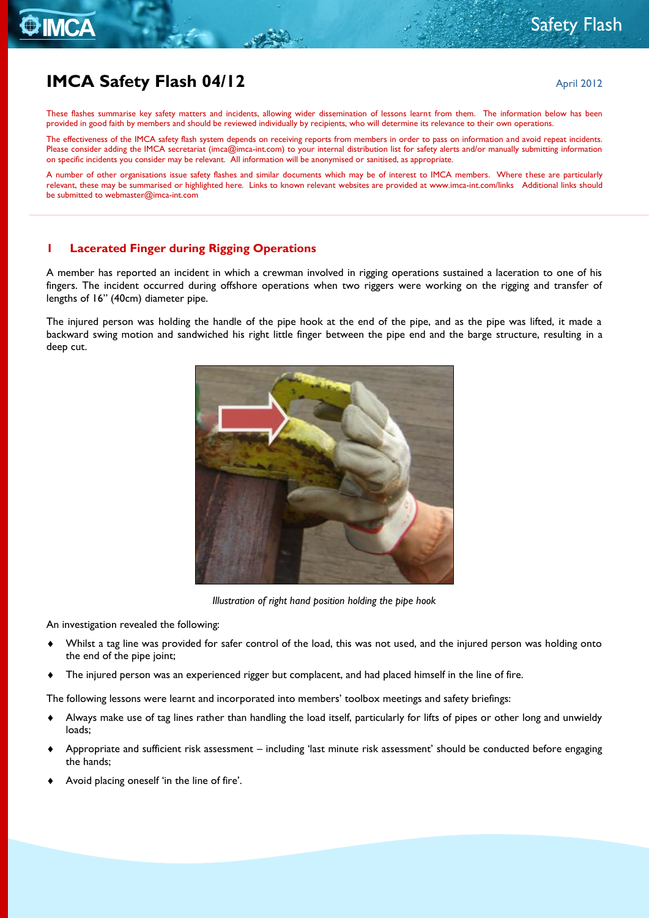# IMCA Safety Flash 04/12

April 2012

These flashes summarise key safety matters and incidents, allowing wider dissemination of lessons learnt from them. The information below has been provided in good faith by members and should be reviewed individually by recipients, who will determine its relevance to their own operations.

The effectiveness of the IMCA safety flash system depends on receiving reports from members in order to pass on information and avoid repeat incidents. Please consider adding the IMCA secretariat (imca@imca-int.com) to your internal distribution list for safety alerts and/or manually submitting information on specific incidents you consider may be relevant. All information will be anonymised or sanitised, as appropriate.

A number of other organisations issue safety flashes and similar documents which may be of interest to IMCA members. Where these are particularly relevant, these may be summarised or highlighted here. Links to known relevant websites are provided at www.imca-int.com/links Additional links should be submitted to webmaster@imca-int.com

## 1 Lacerated Finger during Rigging Operations

A member has reported an incident in which a crewman involved in rigging operations sustained a laceration to one of his fingers. The incident occurred during offshore operations when two riggers were working on the rigging and transfer of lengths of 16" (40cm) diameter pipe.

The injured person was holding the handle of the pipe hook at the end of the pipe, and as the pipe was lifted, it made a backward swing motion and sandwiched his right little finger between the pipe end and the barge structure, resulting in a deep cut.

*Illustration of right hand position holding the pipe hook*

An investigation revealed the following:

- Whilst a tag line was provided for safer control of the load, this was not used, and the injured person was holding onto the end of the pipe joint;
- The injured person was an experienced rigger but complacent, and had placed himself in the line of fire.

The following lessons were learnt and incorporated into members' toolbox meetings and safety briefings:

- Always make use of tag lines rather than handling the load itself, particularly for lifts of pipes or other long and unwieldy loads;
- Appropriate and sufficient risk assessment – including 'last minute risk assessment' should be conducted before engaging the hands;
- Avoid placing oneself 'in the line of fire'.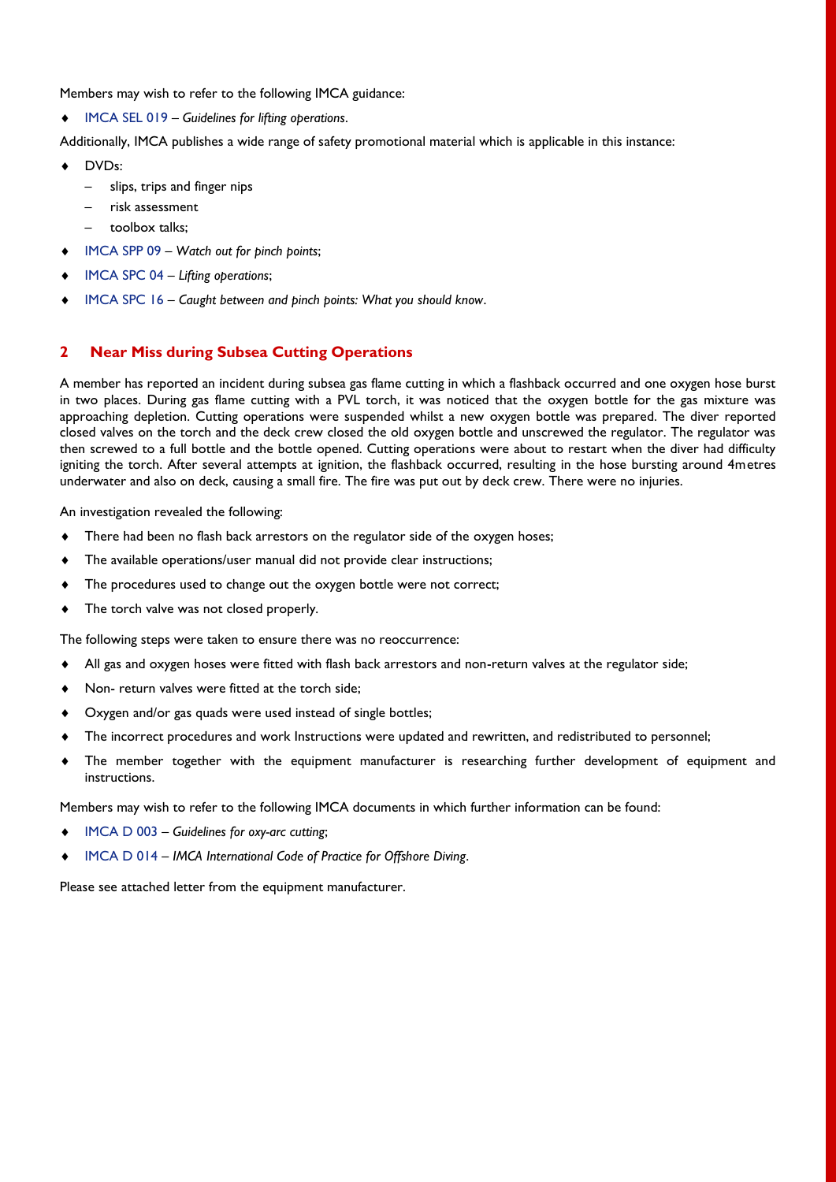Members may wish to refer to the following IMCA guidance:

- IMCA SEL 019 – *Guidelines for lifting operations*.

Additionally, IMCA publishes a wide range of safety promotional material which is applicable in this instance:

- DVDs:
  - slips, trips and finger nips
  - risk assessment
  - toolbox talks;
- IMCA SPP 09 – *Watch out for pinch points*;
- IMCA SPC 04 – *Lifting operations*;
- IMCA SPC 16 – *Caught between and pinch points: What you should know*.

## 2 Near Miss during Subsea Cutting Operations

A member has reported an incident during subsea gas flame cutting in which a flashback occurred and one oxygen hose burst in two places. During gas flame cutting with a PVL torch, it was noticed that the oxygen bottle for the gas mixture was approaching depletion. Cutting operations were suspended whilst a new oxygen bottle was prepared. The diver reported closed valves on the torch and the deck crew closed the old oxygen bottle and unscrewed the regulator. The regulator was then screwed to a full bottle and the bottle opened. Cutting operations were about to restart when the diver had difficulty igniting the torch. After several attempts at ignition, the flashback occurred, resulting in the hose bursting around 4metres underwater and also on deck, causing a small fire. The fire was put out by deck crew. There were no injuries.

An investigation revealed the following:

- There had been no flash back arrestors on the regulator side of the oxygen hoses;
- The available operations/user manual did not provide clear instructions;
- The procedures used to change out the oxygen bottle were not correct;
- The torch valve was not closed properly.

The following steps were taken to ensure there was no reoccurrence:

- All gas and oxygen hoses were fitted with flash back arrestors and non-return valves at the regulator side;
- Non- return valves were fitted at the torch side;
- Oxygen and/or gas quads were used instead of single bottles;
- The incorrect procedures and work Instructions were updated and rewritten, and redistributed to personnel;
- The member together with the equipment manufacturer is researching further development of equipment and instructions.

Members may wish to refer to the following IMCA documents in which further information can be found:

- IMCA D 003 – *Guidelines for oxy-arc cutting*;
- IMCA D 014 – *IMCA International Code of Practice for Offshore Diving*.

Please see attached letter from the equipment manufacturer.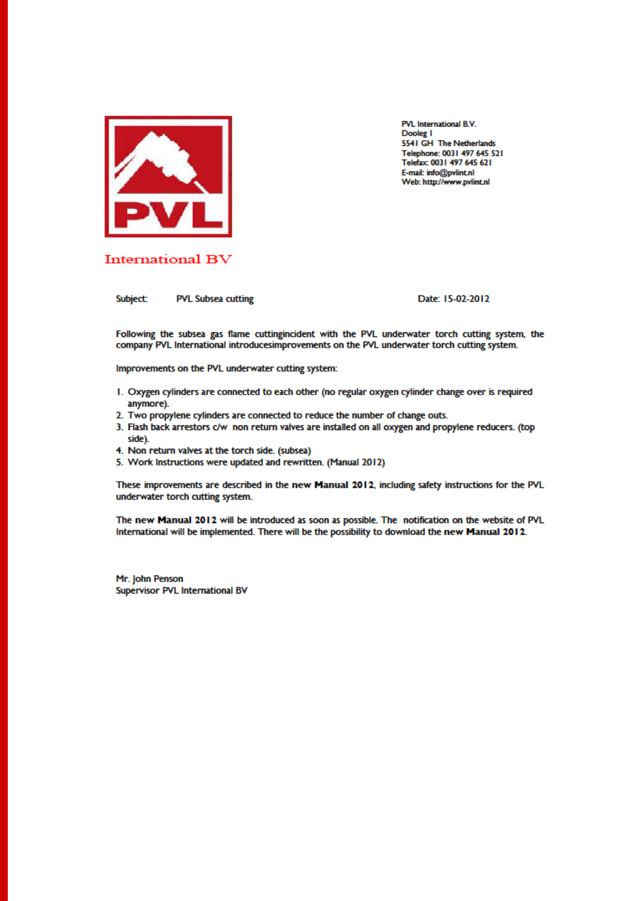PVL

International BV

PVL International B.V.
Dooleg 1
5541 GH The Netherlands
Telephone: 0031 497 645 521
Telefax: 0031 497 645 621
E-mail: info@pvlint.nl
Web: http://www.pvlint.nl

Subject: PVL Subsea cutting

Date: 15-02-2012

Following the subsea gas flame cuttingincident with the PVL underwater torch cutting system, the company PVL International introducesimprovements on the PVL underwater torch cutting system.

Improvements on the PVL underwater cutting system:

1. Oxygen cylinders are connected to each other (no regular oxygen cylinder change over is required anymore).
2. Two propylene cylinders are connected to reduce the number of change outs.
3. Flash back arrestors c/w non return valves are installed on all oxygen and propylene reducers. (top side).
4. Non return valves at the torch side. (subsea)
5. Work Instructions were updated and rewritten. (Manual 2012)

These improvements are described in the new **Manual 2012**, including safety instructions for the PVL underwater torch cutting system.

The new **Manual 2012** will be introduced as soon as possible. The notification on the website of PVL International will be implemented. There will be the possibility to download the new **Manual 2012**.

Mr. John Penson
Supervisor PVL International BV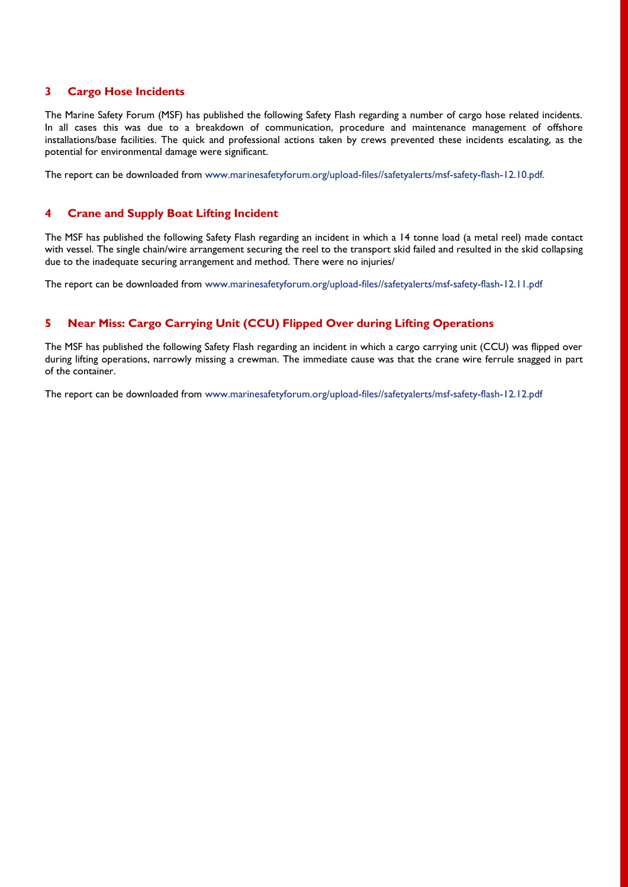## 3 Cargo Hose Incidents

The Marine Safety Forum (MSF) has published the following Safety Flash regarding a number of cargo hose related incidents. In all cases this was due to a breakdown of communication, procedure and maintenance management of offshore installations/base facilities. The quick and professional actions taken by crews prevented these incidents escalating, as the potential for environmental damage were significant.

The report can be downloaded from www.marinesafetyforum.org/upload-files//safetyalerts/msf-safety-flash-12.10.pdf.

## 4 Crane and Supply Boat Lifting Incident

The MSF has published the following Safety Flash regarding an incident in which a 14 tonne load (a metal reel) made contact with vessel. The single chain/wire arrangement securing the reel to the transport skid failed and resulted in the skid collapsing due to the inadequate securing arrangement and method. There were no injuries/

The report can be downloaded from www.marinesafetyforum.org/upload-files//safetyalerts/msf-safety-flash-12.11.pdf

## 5 Near Miss: Cargo Carrying Unit (CCU) Flipped Over during Lifting Operations

The MSF has published the following Safety Flash regarding an incident in which a cargo carrying unit (CCU) was flipped over during lifting operations, narrowly missing a crewman. The immediate cause was that the crane wire ferrule snagged in part of the container.

The report can be downloaded from www.marinesafetyforum.org/upload-files//safetyalerts/msf-safety-flash-12.12.pdf